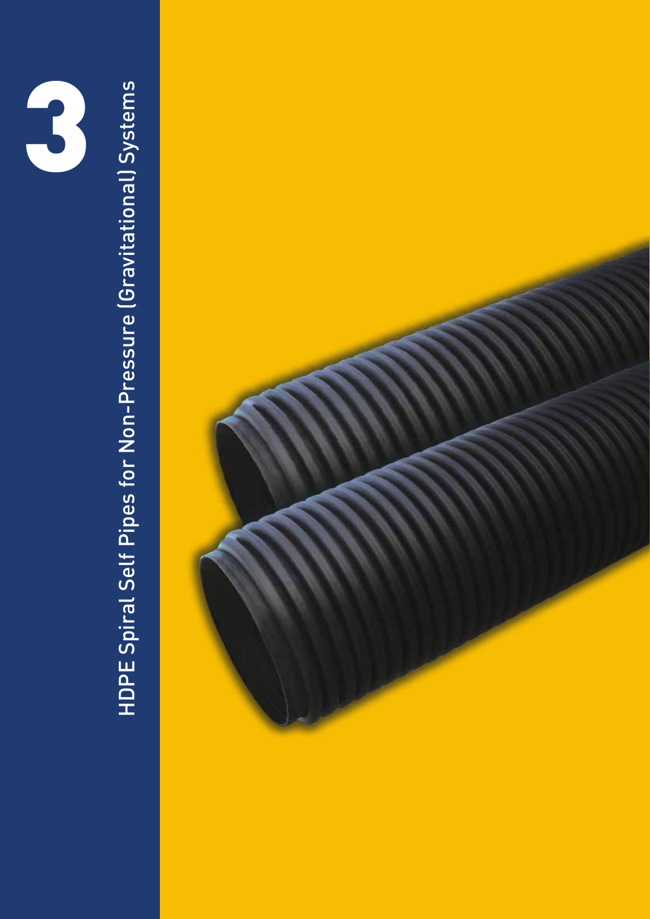# 3

# HDPE Spiral Self Pipes for Non-Pressure (Gravitational) Systems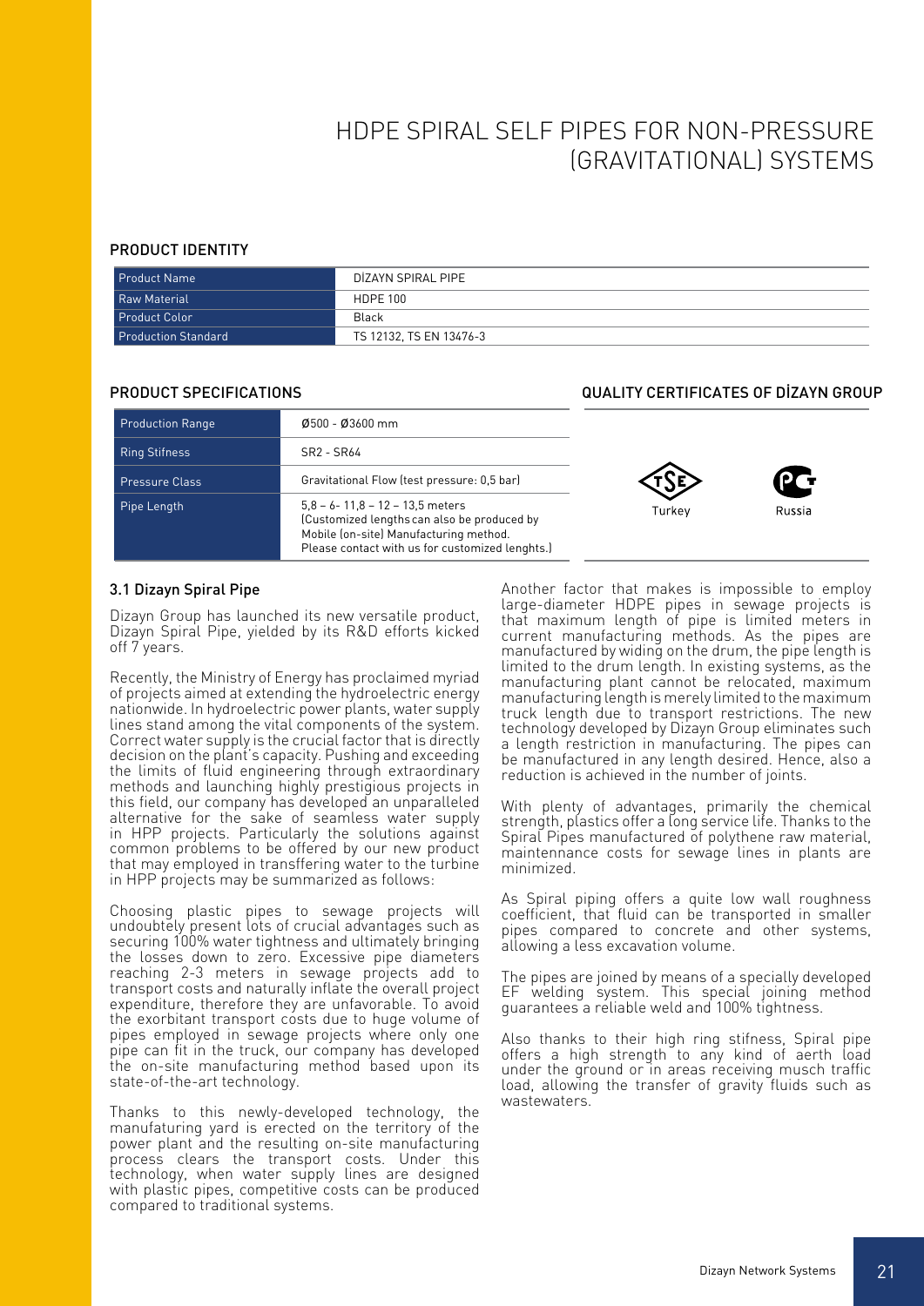# HDPE SPIRAL SELF PIPES FOR NON-PRESSURE (GRAVITATIONAL) SYSTEMS

## PRODUCT IDENTITY

| Product Name | DİZAYN SPIRAL PIPE |
|---|---|
| Raw Material | HDPE 100 |
| Product Color | Black |
| Production Standard | TS 12132, TS EN 13476-3 |

## PRODUCT SPECIFICATIONS

| Production Range | Ø500 - Ø3600 mm |
|---|---|
| Ring Stifness | SR2 - SR64 |
| Pressure Class | Gravitational Flow (test pressure: 0,5 bar) |
| Pipe Length | 5,8 – 6- 11,8 – 12 – 13,5 meters (Customized lengths can also be produced by Mobile (on-site) Manufacturing method. Please contact with us for customized lenghts.) |

## QUALITY CERTIFICATES OF DİZAYN GROUP

Turkey

Russia

### 3.1 Dizayn Spiral Pipe

Dizayn Group has launched its new versatile product, Dizayn Spiral Pipe, yielded by its R&D efforts kicked off 7 years.

Recently, the Ministry of Energy has proclaimed myriad of projects aimed at extending the hydroelectric energy nationwide. In hydroelectric power plants, water supply lines stand among the vital components of the system. Correct water supply is the crucial factor that is directly decision on the plant's capacity. Pushing and exceeding the limits of fluid engineering through extraordinary methods and launching highly prestigious projects in this field, our company has developed an unparalleled alternative for the sake of seamless water supply in HPP projects. Particularly the solutions against common problems to be offered by our new product that may employed in transffering water to the turbine in HPP projects may be summarized as follows:

Choosing plastic pipes to sewage projects will undoubtely present lots of crucial advantages such as securing 100% water tightness and ultimately bringing the losses down to zero. Excessive pipe diameters reaching 2-3 meters in sewage projects add to transport costs and naturally inflate the overall project expenditure, therefore they are unfavorable. To avoid the exorbitant transport costs due to huge volume of pipes employed in sewage projects where only one pipe can fit in the truck, our company has developed the on-site manufacturing method based upon its state-of-the-art technology.

Thanks to this newly-developed technology, the manufaturing yard is erected on the territory of the power plant and the resulting on-site manufacturing process clears the transport costs. Under this technology, when water supply lines are designed with plastic pipes, competitive costs can be produced compared to traditional systems.

Another factor that makes is impossible to employ large-diameter HDPE pipes in sewage projects is that maximum length of pipe is limited meters in current manufacturing methods. As the pipes are manufactured by widing on the drum, the pipe length is limited to the drum length. In existing systems, as the manufacturing plant cannot be relocated, maximum manufacturing length is merely limited to the maximum truck length due to transport restrictions. The new technology developed by Dizayn Group eliminates such a length restriction in manufacturing. The pipes can be manufactured in any length desired. Hence, also a reduction is achieved in the number of joints.

With plenty of advantages, primarily the chemical strength, plastics offer a long service life. Thanks to the Spiral Pipes manufactured of polythene raw material, maintennance costs for sewage lines in plants are minimized.

As Spiral piping offers a quite low wall roughness coefficient, that fluid can be transported in smaller pipes compared to concrete and other systems, allowing a less excavation volume.

The pipes are joined by means of a specially developed EF welding system. This special joining method guarantees a reliable weld and 100% tightness.

Also thanks to their high ring stifness, Spiral pipe offers a high strength to any kind of aerth load under the ground or in areas receiving musch traffic load, allowing the transfer of gravity fluids such as wastewaters.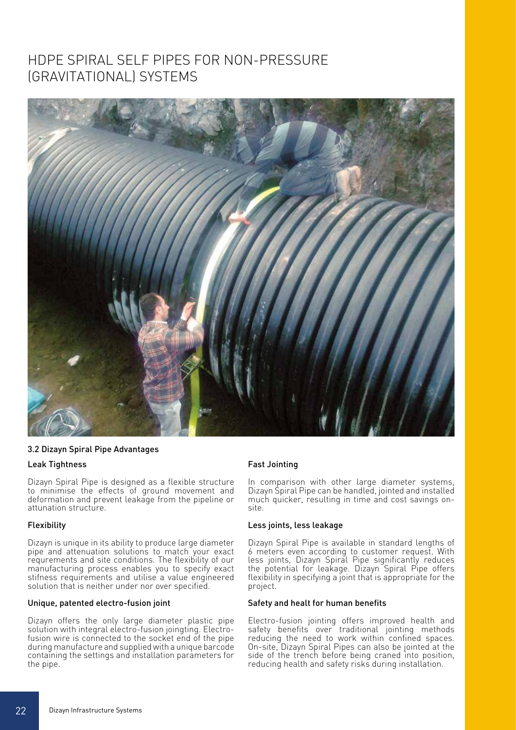# HDPE SPIRAL SELF PIPES FOR NON-PRESSURE (GRAVITATIONAL) SYSTEMS

### 3.2 Dizayn Spiral Pipe Advantages

#### Leak Tightness

Dizayn Spiral Pipe is designed as a flexible structure to minimise the effects of ground movement and deformation and prevent leakage from the pipeline or attunation structure.

#### Flexibility

Dizayn is unique in its ability to produce large diameter pipe and attenuation solutions to match your exact requrements and site conditions. The flexibility of our manufacturing process enables you to specify exact stifness requirements and utilise a value engineered solution that is neither under nor over specified.

#### Unique, patented electro-fusion joint

Dizayn offers the only large diameter plastic pipe solution with integral electro-fusion joingting. Electro-fusion wire is connected to the socket end of the pipe during manufacture and supplied with a unique barcode containing the settings and installation parameters for the pipe.

#### Fast Jointing

In comparison with other large diameter systems, Dizayn Spiral Pipe can be handled, jointed and installed much quicker, resulting in time and cost savings on-site.

#### Less joints, less leakage

Dizayn Spiral Pipe is available in standard lengths of 6 meters even according to customer request. With less joints, Dizayn Spiral Pipe significantly reduces the potential for leakage. Dizayn Spiral Pipe offers flexibility in specifying a joint that is appropriate for the project.

#### Safety and healt for human benefits

Electro-fusion jointing offers improved health and safety benefits over traditional jointing methods reducing the need to work within confined spaces. On-site, Dizayn Spiral Pipes can also be jointed at the side of the trench before being craned into position, reducing health and safety risks during installation.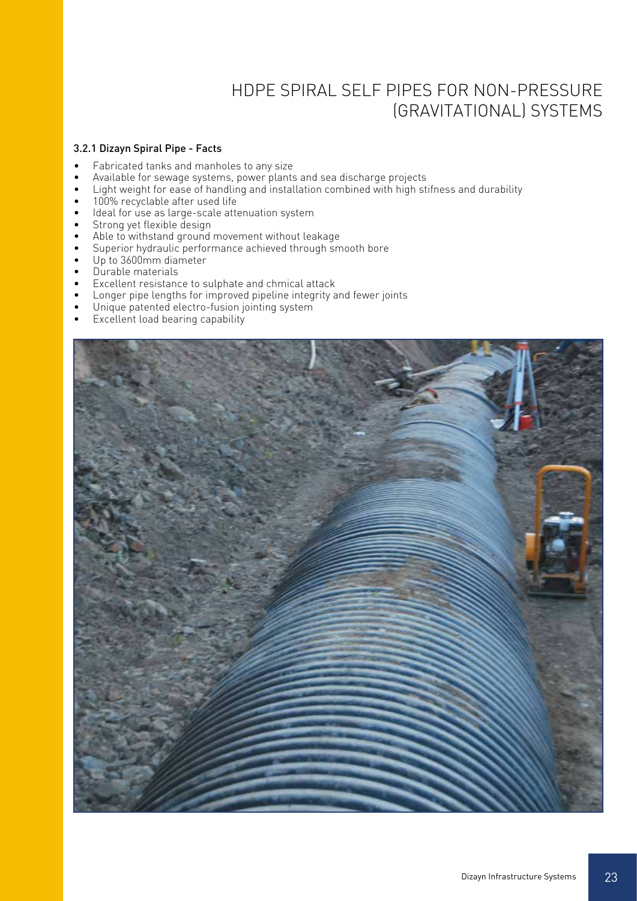# HDPE SPIRAL SELF PIPES FOR NON-PRESSURE (GRAVITATIONAL) SYSTEMS

### 3.2.1 Dizayn Spiral Pipe - Facts

- Fabricated tanks and manholes to any size
- Available for sewage systems, power plants and sea discharge projects
- Light weight for ease of handling and installation combined with high stifness and durability
- 100% recyclable after used life
- Ideal for use as large-scale attenuation system
- Strong yet flexible design
- Able to withstand ground movement without leakage
- Superior hydraulic performance achieved through smooth bore
- Up to 3600mm diameter
- Durable materials
- Excellent resistance to sulphate and chmical attack
- Longer pipe lengths for improved pipeline integrity and fewer joints
- Unique patented electro-fusion jointing system
- Excellent load bearing capability